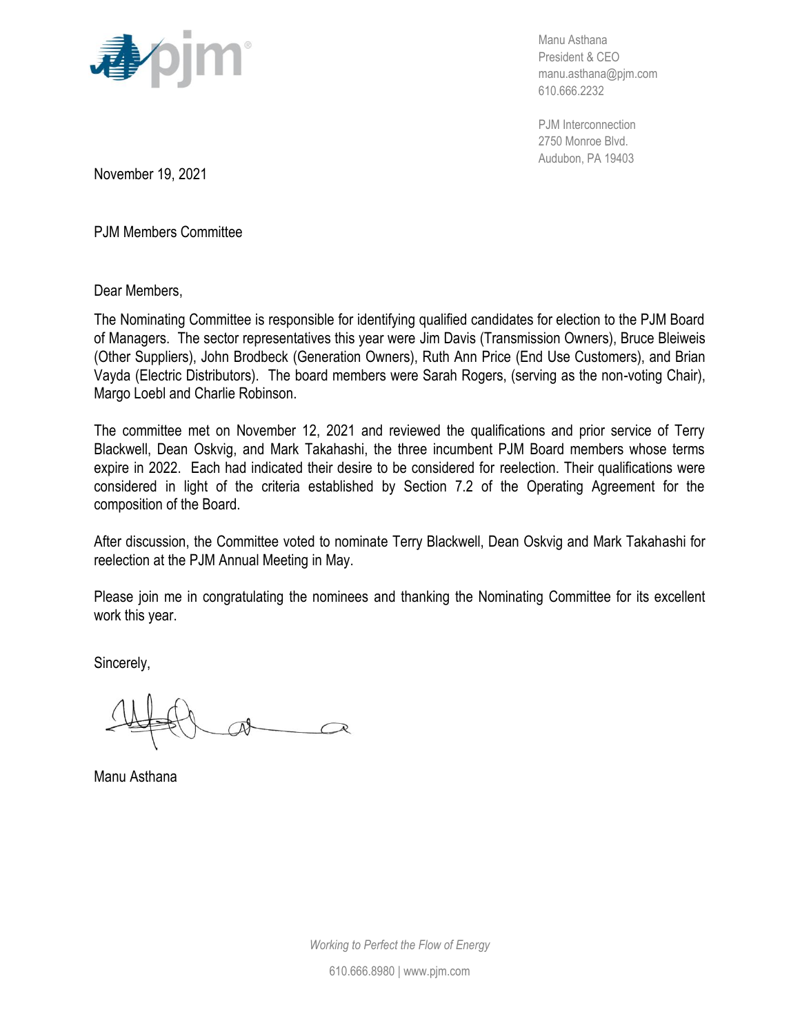Manu Asthana
President & CEO
manu.asthana@pjm.com
610.666.2232

PJM Interconnection
2750 Monroe Blvd.
Audubon, PA 19403

November 19, 2021

PJM Members Committee

Dear Members,

The Nominating Committee is responsible for identifying qualified candidates for election to the PJM Board of Managers. The sector representatives this year were Jim Davis (Transmission Owners), Bruce Bleiweis (Other Suppliers), John Brodbeck (Generation Owners), Ruth Ann Price (End Use Customers), and Brian Vayda (Electric Distributors). The board members were Sarah Rogers, (serving as the non-voting Chair), Margo Loebl and Charlie Robinson.

The committee met on November 12, 2021 and reviewed the qualifications and prior service of Terry Blackwell, Dean Oskvig, and Mark Takahashi, the three incumbent PJM Board members whose terms expire in 2022. Each had indicated their desire to be considered for reelection. Their qualifications were considered in light of the criteria established by Section 7.2 of the Operating Agreement for the composition of the Board.

After discussion, the Committee voted to nominate Terry Blackwell, Dean Oskvig and Mark Takahashi for reelection at the PJM Annual Meeting in May.

Please join me in congratulating the nominees and thanking the Nominating Committee for its excellent work this year.

Sincerely,

Manu Asthana

*Working to Perfect the Flow of Energy*

610.666.8980 | www.pjm.com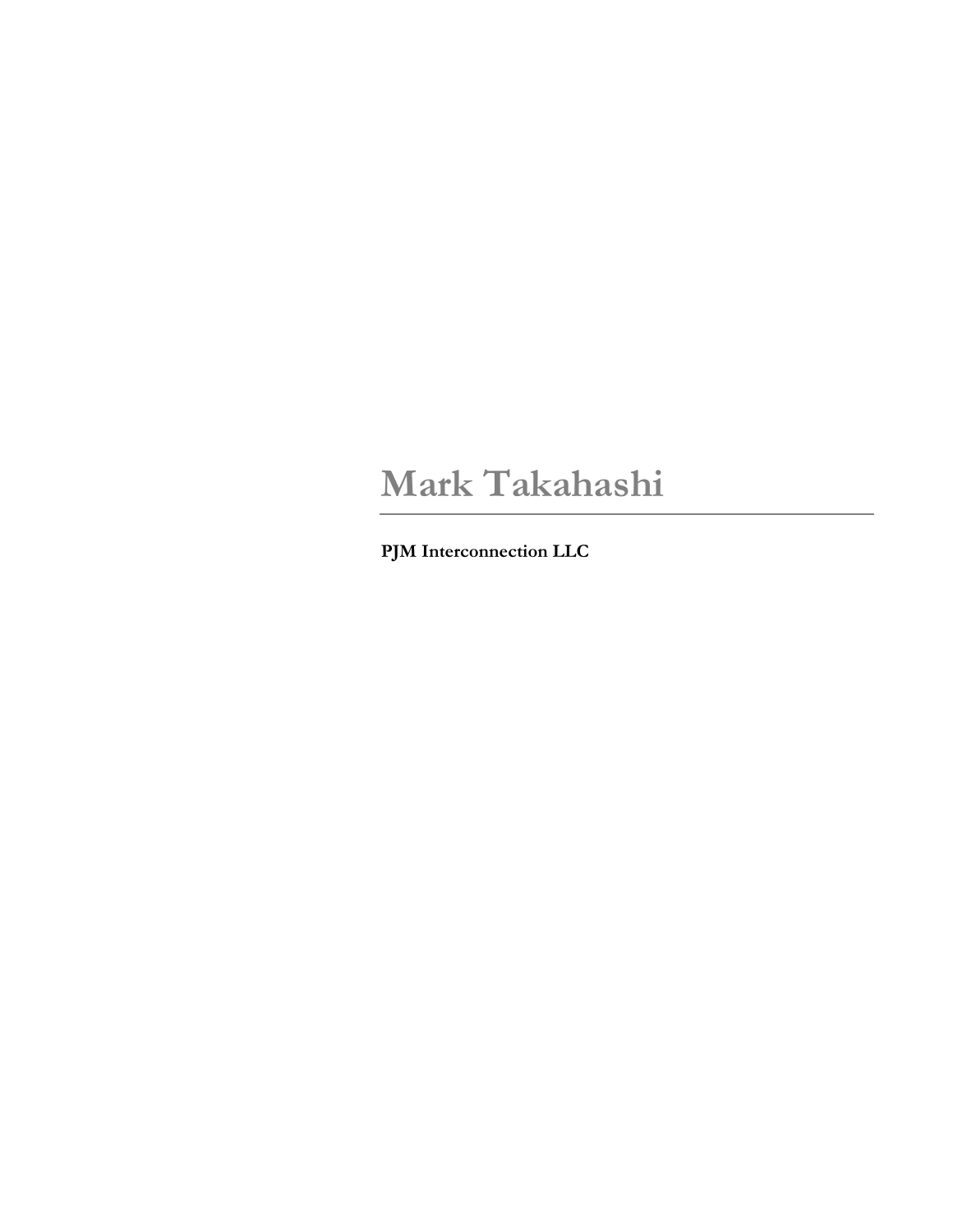# Mark Takahashi

**PJM Interconnection LLC**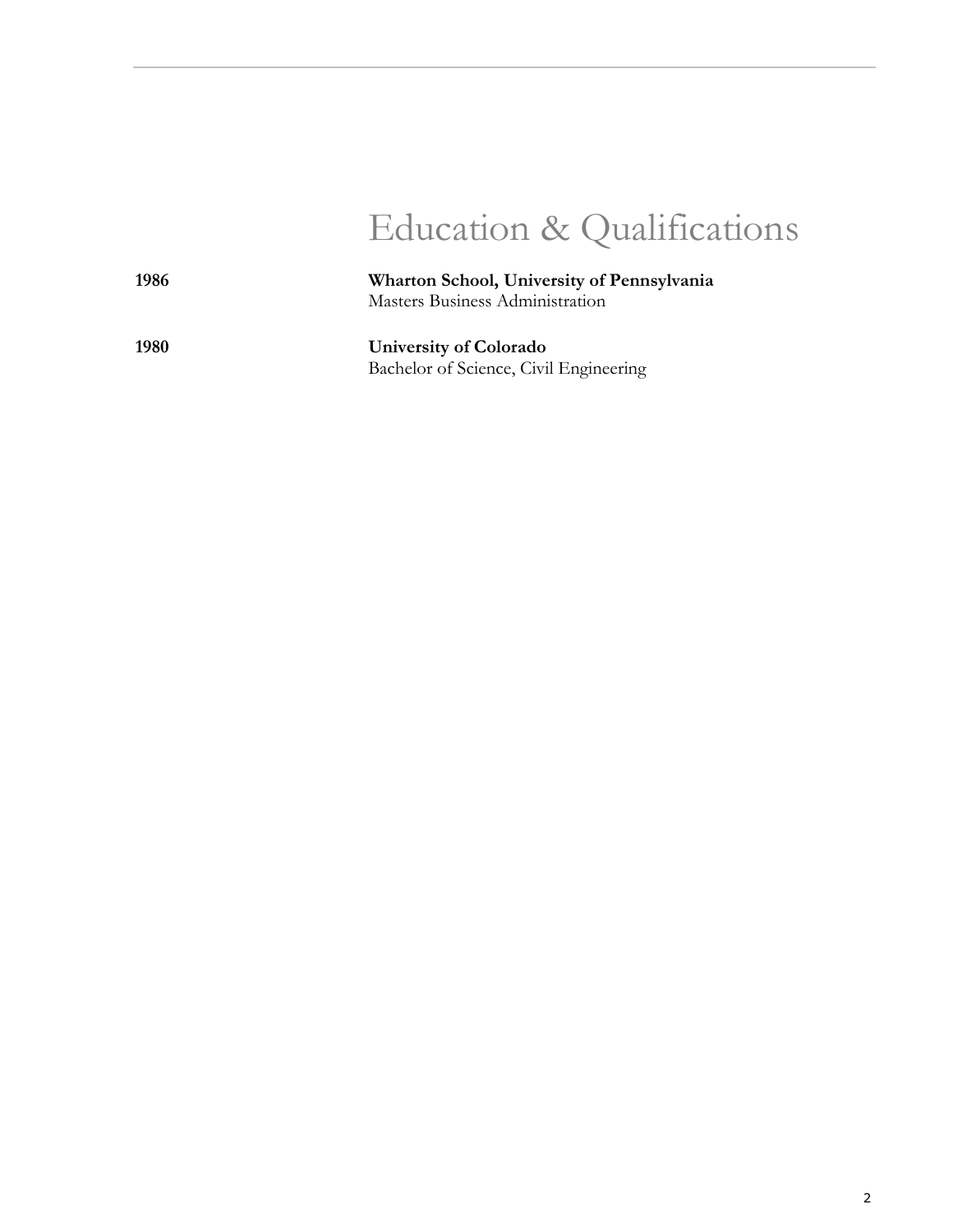# Education & Qualifications

**1986** **Wharton School, University of Pennsylvania**
Masters Business Administration

**1980** **University of Colorado**
Bachelor of Science, Civil Engineering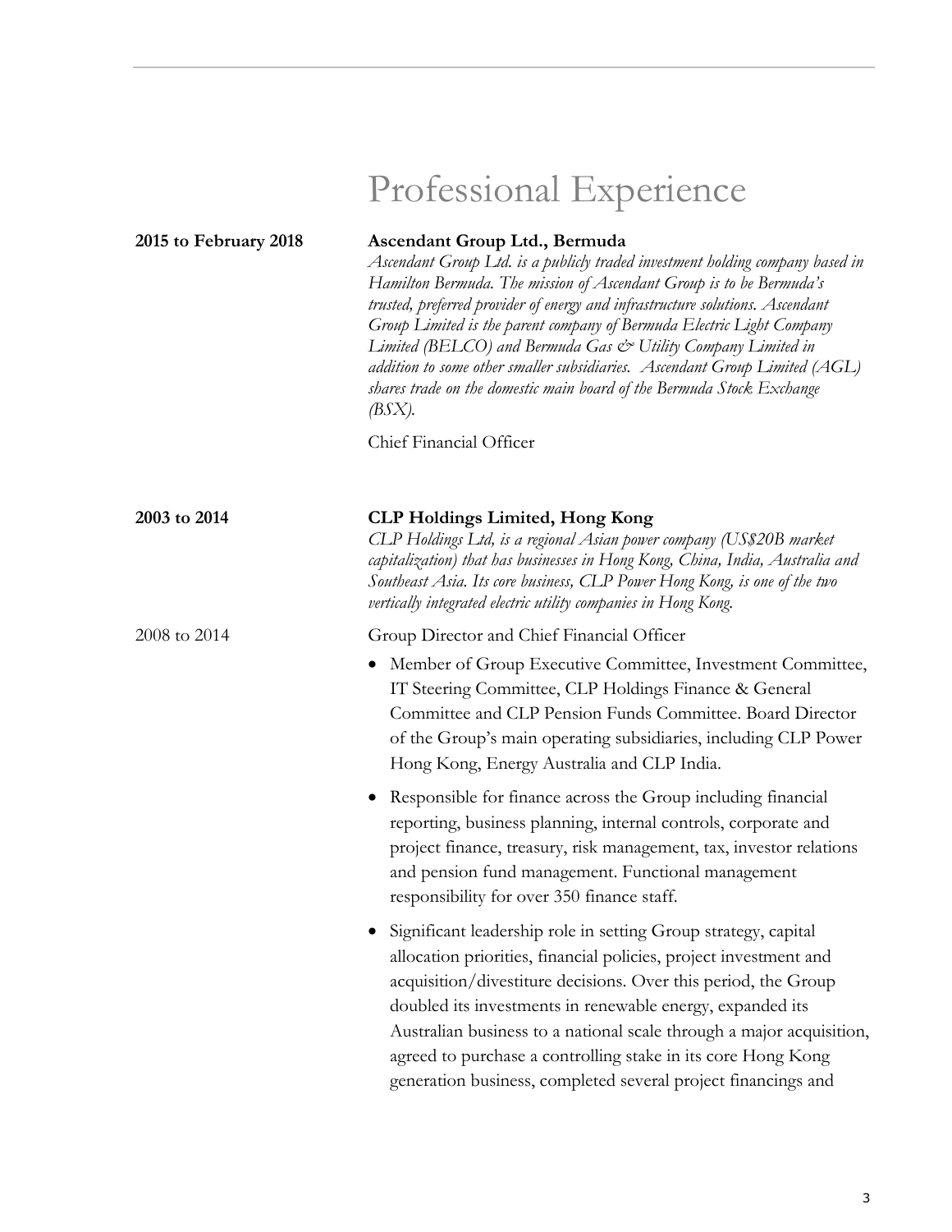# Professional Experience

**2015 to February 2018**

**Ascendant Group Ltd., Bermuda**

*Ascendant Group Ltd. is a publicly traded investment holding company based in Hamilton Bermuda. The mission of Ascendant Group is to be Bermuda's trusted, preferred provider of energy and infrastructure solutions. Ascendant Group Limited is the parent company of Bermuda Electric Light Company Limited (BELCO) and Bermuda Gas & Utility Company Limited in addition to some other smaller subsidiaries. Ascendant Group Limited (AGL) shares trade on the domestic main board of the Bermuda Stock Exchange (BSX).*

Chief Financial Officer

**2003 to 2014**

**CLP Holdings Limited, Hong Kong**

*CLP Holdings Ltd, is a regional Asian power company (US$20B market capitalization) that has businesses in Hong Kong, China, India, Australia and Southeast Asia. Its core business, CLP Power Hong Kong, is one of the two vertically integrated electric utility companies in Hong Kong.*

2008 to 2014

Group Director and Chief Financial Officer

- Member of Group Executive Committee, Investment Committee, IT Steering Committee, CLP Holdings Finance & General Committee and CLP Pension Funds Committee. Board Director of the Group's main operating subsidiaries, including CLP Power Hong Kong, Energy Australia and CLP India.
- Responsible for finance across the Group including financial reporting, business planning, internal controls, corporate and project finance, treasury, risk management, tax, investor relations and pension fund management. Functional management responsibility for over 350 finance staff.
- Significant leadership role in setting Group strategy, capital allocation priorities, financial policies, project investment and acquisition/divestiture decisions. Over this period, the Group doubled its investments in renewable energy, expanded its Australian business to a national scale through a major acquisition, agreed to purchase a controlling stake in its core Hong Kong generation business, completed several project financings and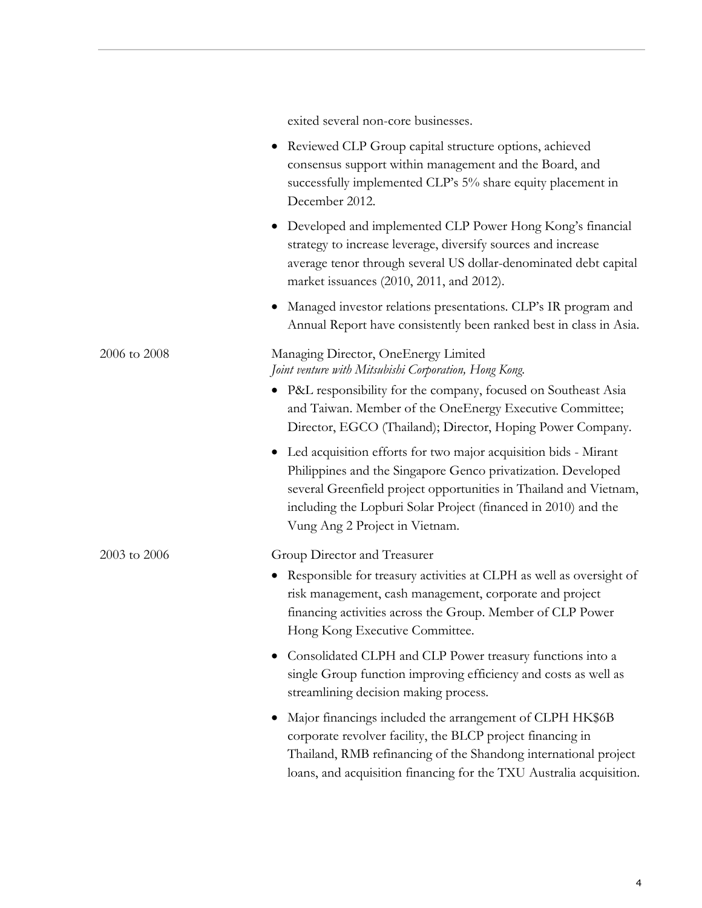exited several non-core businesses.

- Reviewed CLP Group capital structure options, achieved consensus support within management and the Board, and successfully implemented CLP's 5% share equity placement in December 2012.
- Developed and implemented CLP Power Hong Kong's financial strategy to increase leverage, diversify sources and increase average tenor through several US dollar-denominated debt capital market issuances (2010, 2011, and 2012).
- Managed investor relations presentations. CLP's IR program and Annual Report have consistently been ranked best in class in Asia.

2006 to 2008

Managing Director, OneEnergy Limited
*Joint venture with Mitsubishi Corporation, Hong Kong.*

- P&L responsibility for the company, focused on Southeast Asia and Taiwan. Member of the OneEnergy Executive Committee; Director, EGCO (Thailand); Director, Hoping Power Company.
- Led acquisition efforts for two major acquisition bids - Mirant Philippines and the Singapore Genco privatization. Developed several Greenfield project opportunities in Thailand and Vietnam, including the Lopburi Solar Project (financed in 2010) and the Vung Ang 2 Project in Vietnam.

2003 to 2006

Group Director and Treasurer

- Responsible for treasury activities at CLPH as well as oversight of risk management, cash management, corporate and project financing activities across the Group. Member of CLP Power Hong Kong Executive Committee.
- Consolidated CLPH and CLP Power treasury functions into a single Group function improving efficiency and costs as well as streamlining decision making process.
- Major financings included the arrangement of CLPH HK$6B corporate revolver facility, the BLCP project financing in Thailand, RMB refinancing of the Shandong international project loans, and acquisition financing for the TXU Australia acquisition.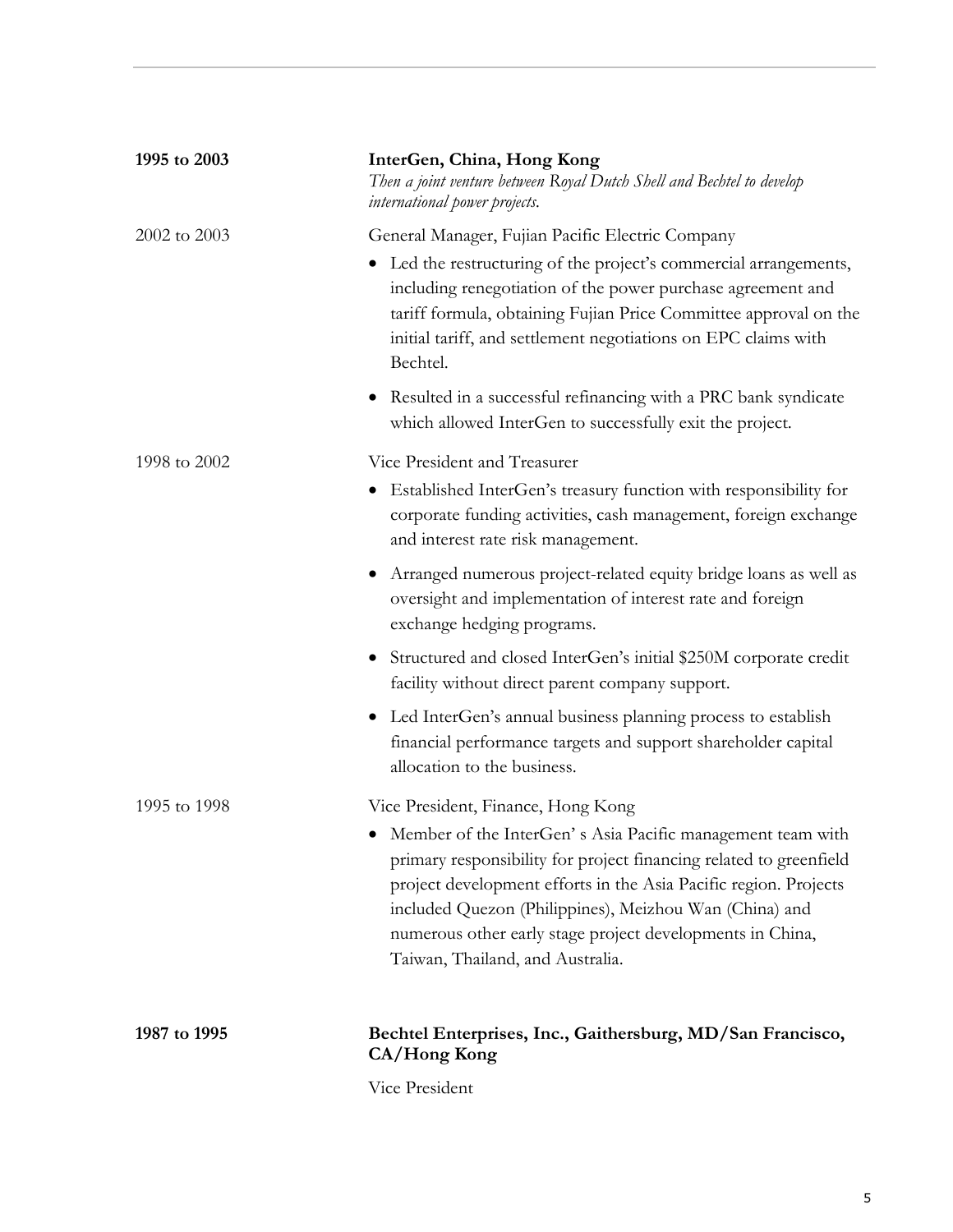**1995 to 2003**

**InterGen, China, Hong Kong**
*Then a joint venture between Royal Dutch Shell and Bechtel to develop international power projects.*

2002 to 2003

General Manager, Fujian Pacific Electric Company

- Led the restructuring of the project's commercial arrangements, including renegotiation of the power purchase agreement and tariff formula, obtaining Fujian Price Committee approval on the initial tariff, and settlement negotiations on EPC claims with Bechtel.
- Resulted in a successful refinancing with a PRC bank syndicate which allowed InterGen to successfully exit the project.

1998 to 2002

Vice President and Treasurer

- Established InterGen's treasury function with responsibility for corporate funding activities, cash management, foreign exchange and interest rate risk management.
- Arranged numerous project-related equity bridge loans as well as oversight and implementation of interest rate and foreign exchange hedging programs.
- Structured and closed InterGen's initial $250M corporate credit facility without direct parent company support.
- Led InterGen's annual business planning process to establish financial performance targets and support shareholder capital allocation to the business.

1995 to 1998

Vice President, Finance, Hong Kong

- Member of the InterGen' s Asia Pacific management team with primary responsibility for project financing related to greenfield project development efforts in the Asia Pacific region. Projects included Quezon (Philippines), Meizhou Wan (China) and numerous other early stage project developments in China, Taiwan, Thailand, and Australia.

**1987 to 1995**

**Bechtel Enterprises, Inc., Gaithersburg, MD/San Francisco, CA/Hong Kong**

Vice President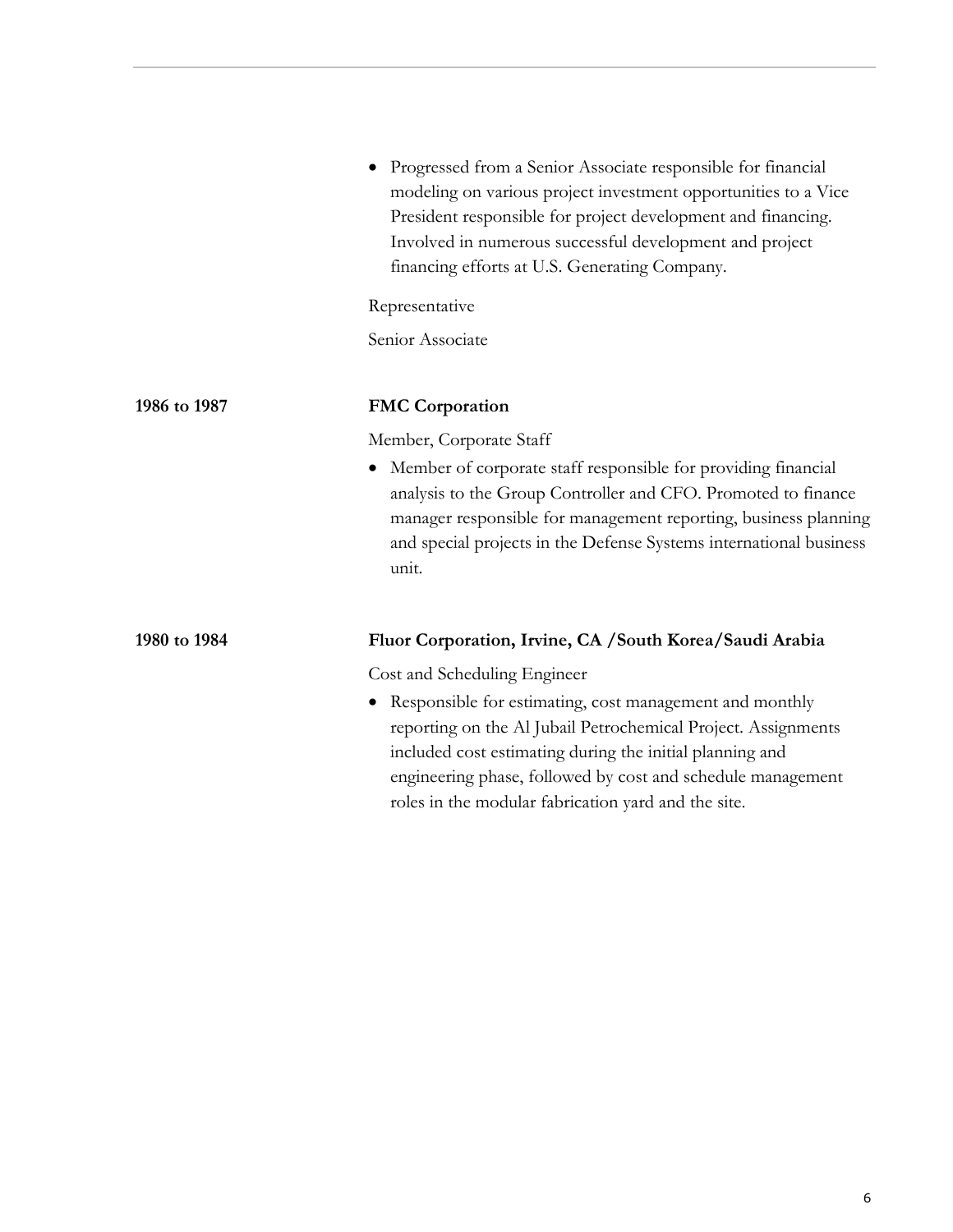- Progressed from a Senior Associate responsible for financial modeling on various project investment opportunities to a Vice President responsible for project development and financing. Involved in numerous successful development and project financing efforts at U.S. Generating Company.

Representative

Senior Associate

**1986 to 1987** **FMC Corporation**

Member, Corporate Staff

- Member of corporate staff responsible for providing financial analysis to the Group Controller and CFO. Promoted to finance manager responsible for management reporting, business planning and special projects in the Defense Systems international business unit.

**1980 to 1984** **Fluor Corporation, Irvine, CA /South Korea/Saudi Arabia**

Cost and Scheduling Engineer

- Responsible for estimating, cost management and monthly reporting on the Al Jubail Petrochemical Project. Assignments included cost estimating during the initial planning and engineering phase, followed by cost and schedule management roles in the modular fabrication yard and the site.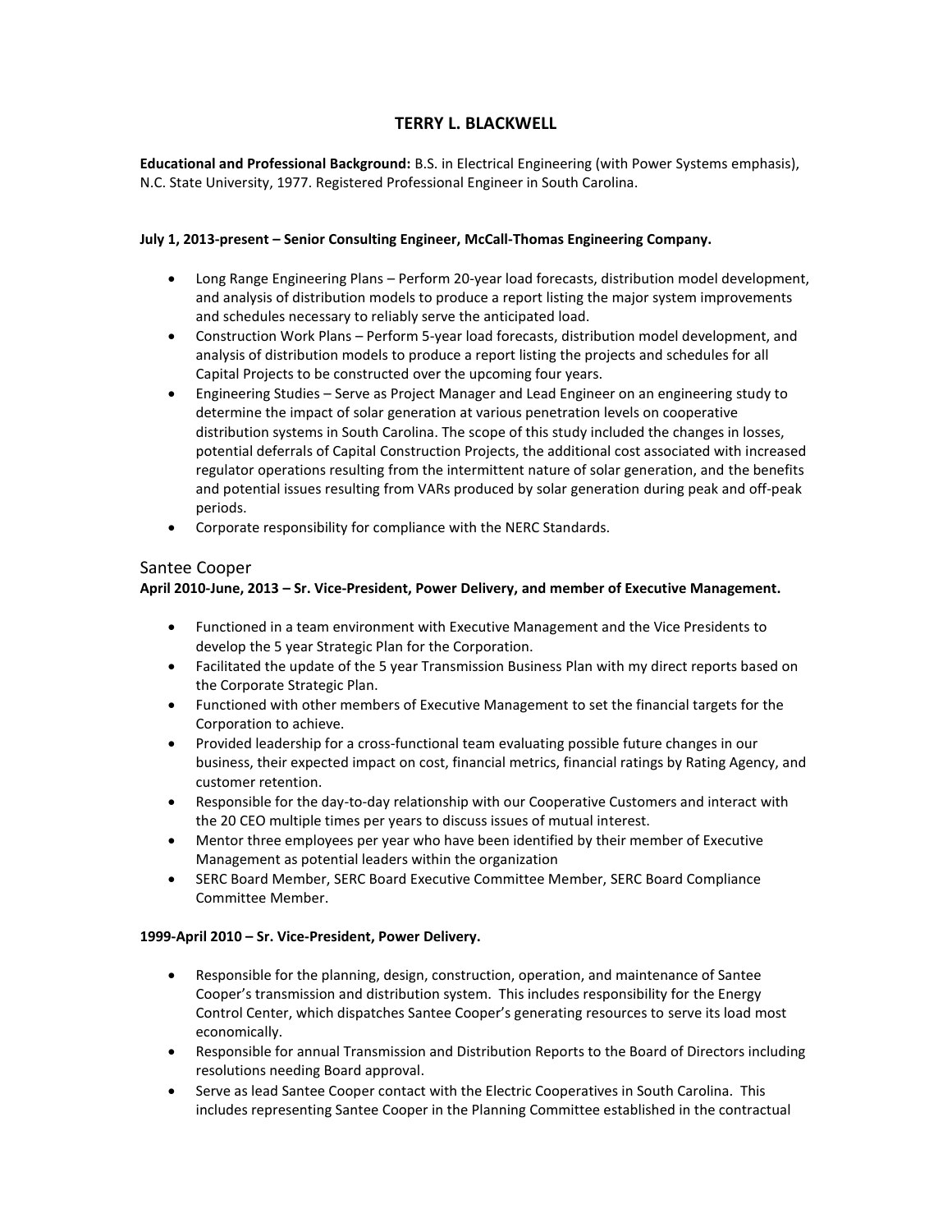# TERRY L. BLACKWELL

**Educational and Professional Background:** B.S. in Electrical Engineering (with Power Systems emphasis), N.C. State University, 1977. Registered Professional Engineer in South Carolina.

**July 1, 2013-present – Senior Consulting Engineer, McCall-Thomas Engineering Company.**

- Long Range Engineering Plans – Perform 20-year load forecasts, distribution model development, and analysis of distribution models to produce a report listing the major system improvements and schedules necessary to reliably serve the anticipated load.
- Construction Work Plans – Perform 5-year load forecasts, distribution model development, and analysis of distribution models to produce a report listing the projects and schedules for all Capital Projects to be constructed over the upcoming four years.
- Engineering Studies – Serve as Project Manager and Lead Engineer on an engineering study to determine the impact of solar generation at various penetration levels on cooperative distribution systems in South Carolina. The scope of this study included the changes in losses, potential deferrals of Capital Construction Projects, the additional cost associated with increased regulator operations resulting from the intermittent nature of solar generation, and the benefits and potential issues resulting from VARs produced by solar generation during peak and off-peak periods.
- Corporate responsibility for compliance with the NERC Standards.

## Santee Cooper

**April 2010-June, 2013 – Sr. Vice-President, Power Delivery, and member of Executive Management.**

- Functioned in a team environment with Executive Management and the Vice Presidents to develop the 5 year Strategic Plan for the Corporation.
- Facilitated the update of the 5 year Transmission Business Plan with my direct reports based on the Corporate Strategic Plan.
- Functioned with other members of Executive Management to set the financial targets for the Corporation to achieve.
- Provided leadership for a cross-functional team evaluating possible future changes in our business, their expected impact on cost, financial metrics, financial ratings by Rating Agency, and customer retention.
- Responsible for the day-to-day relationship with our Cooperative Customers and interact with the 20 CEO multiple times per years to discuss issues of mutual interest.
- Mentor three employees per year who have been identified by their member of Executive Management as potential leaders within the organization
- SERC Board Member, SERC Board Executive Committee Member, SERC Board Compliance Committee Member.

**1999-April 2010 – Sr. Vice-President, Power Delivery.**

- Responsible for the planning, design, construction, operation, and maintenance of Santee Cooper's transmission and distribution system. This includes responsibility for the Energy Control Center, which dispatches Santee Cooper's generating resources to serve its load most economically.
- Responsible for annual Transmission and Distribution Reports to the Board of Directors including resolutions needing Board approval.
- Serve as lead Santee Cooper contact with the Electric Cooperatives in South Carolina. This includes representing Santee Cooper in the Planning Committee established in the contractual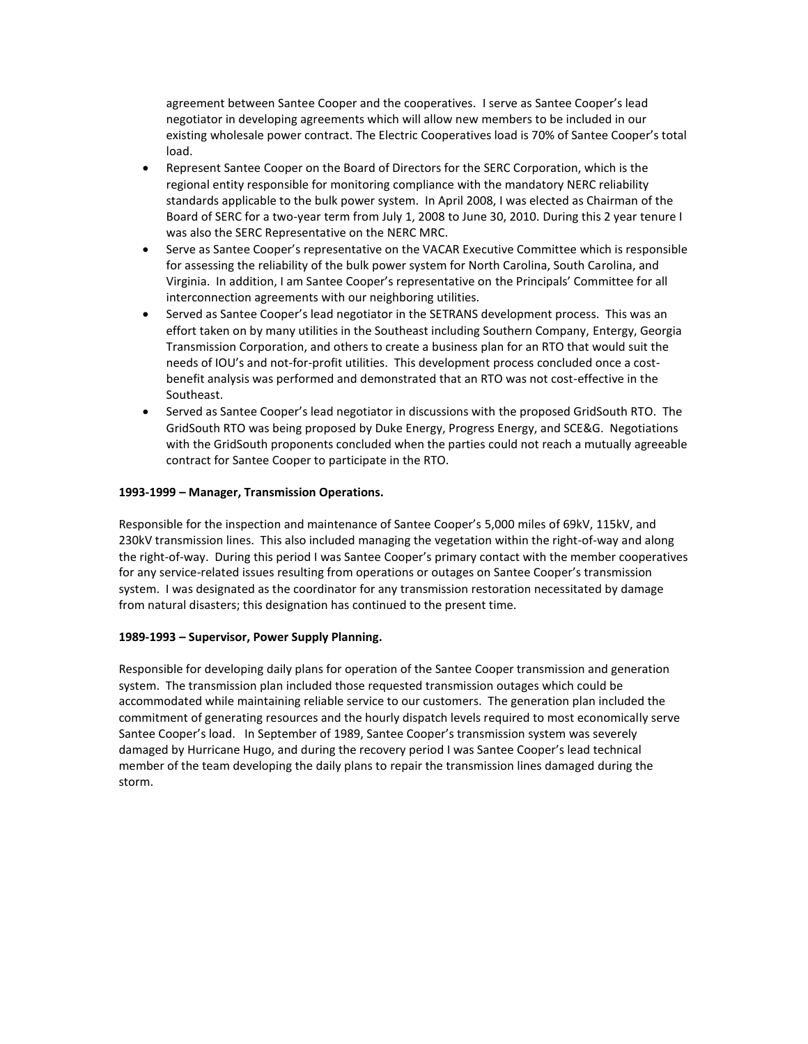agreement between Santee Cooper and the cooperatives. I serve as Santee Cooper's lead negotiator in developing agreements which will allow new members to be included in our existing wholesale power contract. The Electric Cooperatives load is 70% of Santee Cooper's total load.

- Represent Santee Cooper on the Board of Directors for the SERC Corporation, which is the regional entity responsible for monitoring compliance with the mandatory NERC reliability standards applicable to the bulk power system. In April 2008, I was elected as Chairman of the Board of SERC for a two-year term from July 1, 2008 to June 30, 2010. During this 2 year tenure I was also the SERC Representative on the NERC MRC.
- Serve as Santee Cooper's representative on the VACAR Executive Committee which is responsible for assessing the reliability of the bulk power system for North Carolina, South Carolina, and Virginia. In addition, I am Santee Cooper's representative on the Principals' Committee for all interconnection agreements with our neighboring utilities.
- Served as Santee Cooper's lead negotiator in the SETRANS development process. This was an effort taken on by many utilities in the Southeast including Southern Company, Entergy, Georgia Transmission Corporation, and others to create a business plan for an RTO that would suit the needs of IOU's and not-for-profit utilities. This development process concluded once a cost-benefit analysis was performed and demonstrated that an RTO was not cost-effective in the Southeast.
- Served as Santee Cooper's lead negotiator in discussions with the proposed GridSouth RTO. The GridSouth RTO was being proposed by Duke Energy, Progress Energy, and SCE&G. Negotiations with the GridSouth proponents concluded when the parties could not reach a mutually agreeable contract for Santee Cooper to participate in the RTO.

**1993-1999 – Manager, Transmission Operations.**

Responsible for the inspection and maintenance of Santee Cooper's 5,000 miles of 69kV, 115kV, and 230kV transmission lines. This also included managing the vegetation within the right-of-way and along the right-of-way. During this period I was Santee Cooper's primary contact with the member cooperatives for any service-related issues resulting from operations or outages on Santee Cooper's transmission system. I was designated as the coordinator for any transmission restoration necessitated by damage from natural disasters; this designation has continued to the present time.

**1989-1993 – Supervisor, Power Supply Planning.**

Responsible for developing daily plans for operation of the Santee Cooper transmission and generation system. The transmission plan included those requested transmission outages which could be accommodated while maintaining reliable service to our customers. The generation plan included the commitment of generating resources and the hourly dispatch levels required to most economically serve Santee Cooper's load. In September of 1989, Santee Cooper's transmission system was severely damaged by Hurricane Hugo, and during the recovery period I was Santee Cooper's lead technical member of the team developing the daily plans to repair the transmission lines damaged during the storm.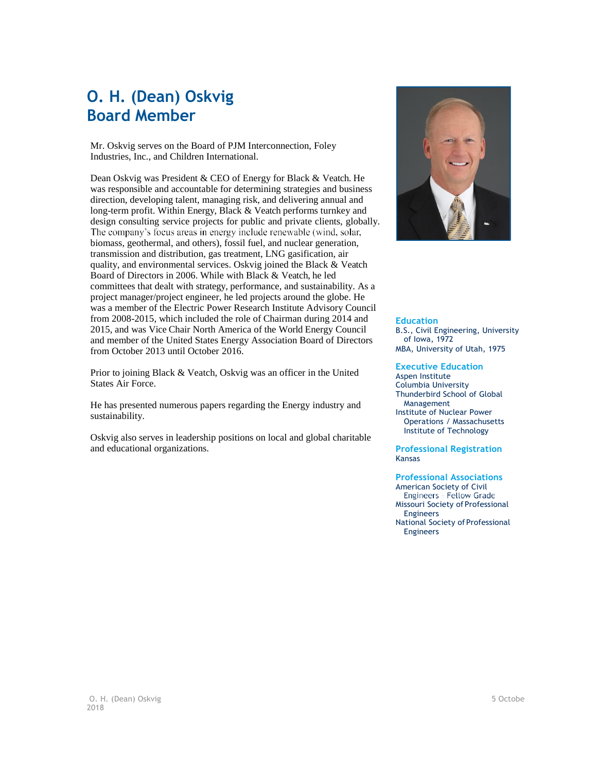# O. H. (Dean) Oskvig
# Board Member

Mr. Oskvig serves on the Board of PJM Interconnection, Foley Industries, Inc., and Children International.

Dean Oskvig was President & CEO of Energy for Black & Veatch. He was responsible and accountable for determining strategies and business direction, developing talent, managing risk, and delivering annual and long-term profit. Within Energy, Black & Veatch performs turnkey and design consulting service projects for public and private clients, globally. The company's focus areas in energy include renewable (wind, solar, biomass, geothermal, and others), fossil fuel, and nuclear generation, transmission and distribution, gas treatment, LNG gasification, air quality, and environmental services. Oskvig joined the Black & Veatch Board of Directors in 2006. While with Black & Veatch, he led committees that dealt with strategy, performance, and sustainability. As a project manager/project engineer, he led projects around the globe. He was a member of the Electric Power Research Institute Advisory Council from 2008-2015, which included the role of Chairman during 2014 and 2015, and was Vice Chair North America of the World Energy Council and member of the United States Energy Association Board of Directors from October 2013 until October 2016.

Prior to joining Black & Veatch, Oskvig was an officer in the United States Air Force.

He has presented numerous papers regarding the Energy industry and sustainability.

Oskvig also serves in leadership positions on local and global charitable and educational organizations.

### Education

B.S., Civil Engineering, University of Iowa, 1972
MBA, University of Utah, 1975

### Executive Education

Aspen Institute
Columbia University
Thunderbird School of Global Management
Institute of Nuclear Power Operations / Massachusetts Institute of Technology

### Professional Registration

Kansas

### Professional Associations

American Society of Civil Engineers - Fellow Grade
Missouri Society of Professional Engineers
National Society of Professional Engineers